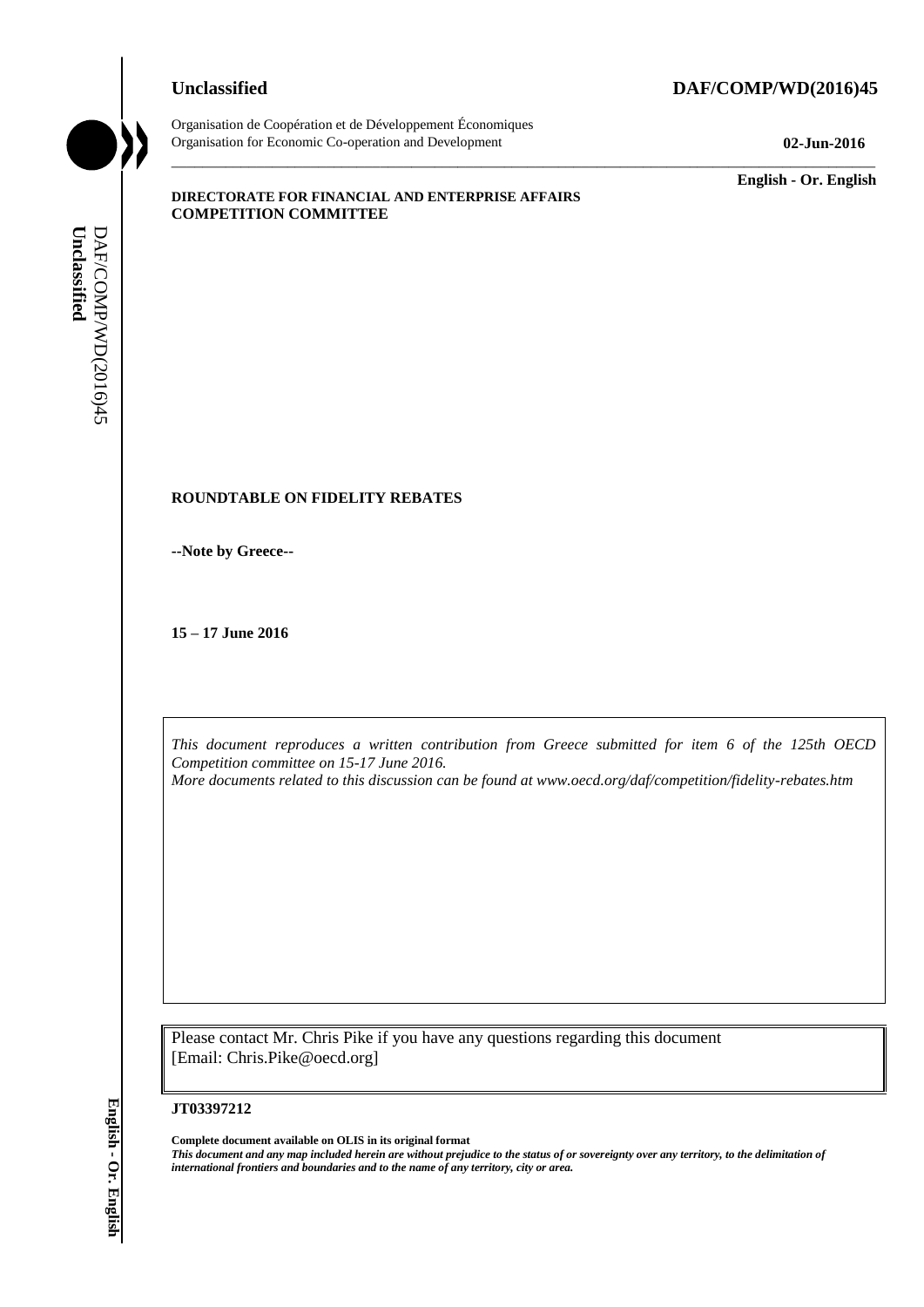**Unclassified** **DAF/COMP/WD(2016)45**

Organisation de Coopération et de Développement Économiques
Organisation for Economic Co-operation and Development **02-Jun-2016**

**English - Or. English**

**DIRECTORATE FOR FINANCIAL AND ENTERPRISE AFFAIRS**
**COMPETITION COMMITTEE**

**ROUNDTABLE ON FIDELITY REBATES**

**--Note by Greece--**

**15 – 17 June 2016**

*This document reproduces a written contribution from Greece submitted for item 6 of the 125th OECD Competition committee on 15-17 June 2016.*
*More documents related to this discussion can be found at www.oecd.org/daf/competition/fidelity-rebates.htm*

Please contact Mr. Chris Pike if you have any questions regarding this document [Email: Chris.Pike@oecd.org]

**JT03397212**

**Complete document available on OLIS in its original format**
***This document and any map included herein are without prejudice to the status of or sovereignty over any territory, to the delimitation of international frontiers and boundaries and to the name of any territory, city or area.***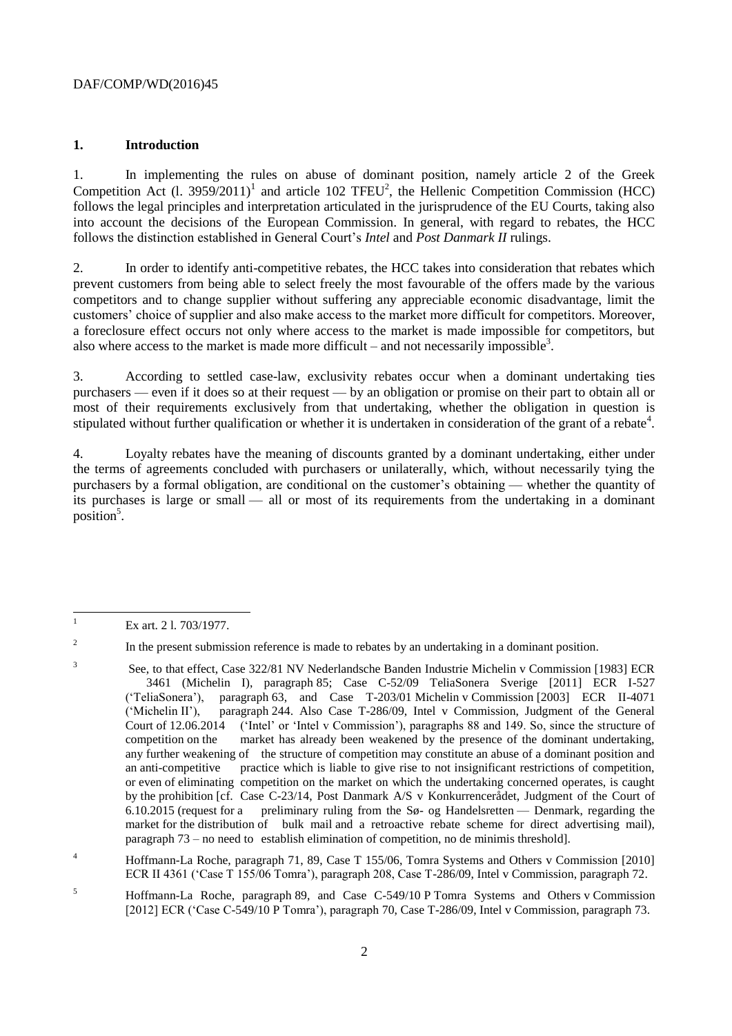## 1. Introduction

1. In implementing the rules on abuse of dominant position, namely article 2 of the Greek Competition Act (l. 3959/2011)[1] and article 102 TFEU[2], the Hellenic Competition Commission (HCC) follows the legal principles and interpretation articulated in the jurisprudence of the EU Courts, taking also into account the decisions of the European Commission. In general, with regard to rebates, the HCC follows the distinction established in General Court's *Intel* and *Post Danmark II* rulings.

2. In order to identify anti-competitive rebates, the HCC takes into consideration that rebates which prevent customers from being able to select freely the most favourable of the offers made by the various competitors and to change supplier without suffering any appreciable economic disadvantage, limit the customers' choice of supplier and also make access to the market more difficult for competitors. Moreover, a foreclosure effect occurs not only where access to the market is made impossible for competitors, but also where access to the market is made more difficult – and not necessarily impossible[3].

3. According to settled case-law, exclusivity rebates occur when a dominant undertaking ties purchasers — even if it does so at their request — by an obligation or promise on their part to obtain all or most of their requirements exclusively from that undertaking, whether the obligation in question is stipulated without further qualification or whether it is undertaken in consideration of the grant of a rebate[4].

4. Loyalty rebates have the meaning of discounts granted by a dominant undertaking, either under the terms of agreements concluded with purchasers or unilaterally, which, without necessarily tying the purchasers by a formal obligation, are conditional on the customer's obtaining — whether the quantity of its purchases is large or small — all or most of its requirements from the undertaking in a dominant position[5].

---

[1] Ex art. 2 l. 703/1977.

[2] In the present submission reference is made to rebates by an undertaking in a dominant position.

[3] See, to that effect, Case 322/81 NV Nederlandsche Banden Industrie Michelin v Commission [1983] ECR 3461 (Michelin I), paragraph 85; Case C-52/09 TeliaSonera Sverige [2011] ECR I-527 ('TeliaSonera'), paragraph 63, and Case T-203/01 Michelin v Commission [2003] ECR II-4071 ('Michelin II'), paragraph 244. Also Case T-286/09, Intel v Commission, Judgment of the General Court of 12.06.2014 ('Intel' or 'Intel v Commission'), paragraphs 88 and 149. So, since the structure of competition on the market has already been weakened by the presence of the dominant undertaking, any further weakening of the structure of competition may constitute an abuse of a dominant position and an anti-competitive practice which is liable to give rise to not insignificant restrictions of competition, or even of eliminating competition on the market on which the undertaking concerned operates, is caught by the prohibition [cf. Case C-23/14, Post Danmark A/S v Konkurrencerådet, Judgment of the Court of 6.10.2015 (request for a preliminary ruling from the Sø- og Handelsretten — Denmark, regarding the market for the distribution of bulk mail and a retroactive rebate scheme for direct advertising mail), paragraph 73 – no need to establish elimination of competition, no de minimis threshold].

[4] Hoffmann-La Roche, paragraph 71, 89, Case T 155/06, Tomra Systems and Others v Commission [2010] ECR II 4361 ('Case T 155/06 Tomra'), paragraph 208, Case T-286/09, Intel v Commission, paragraph 72.

[5] Hoffmann-La Roche, paragraph 89, and Case C-549/10 P Tomra Systems and Others v Commission [2012] ECR ('Case C-549/10 P Tomra'), paragraph 70, Case T-286/09, Intel v Commission, paragraph 73.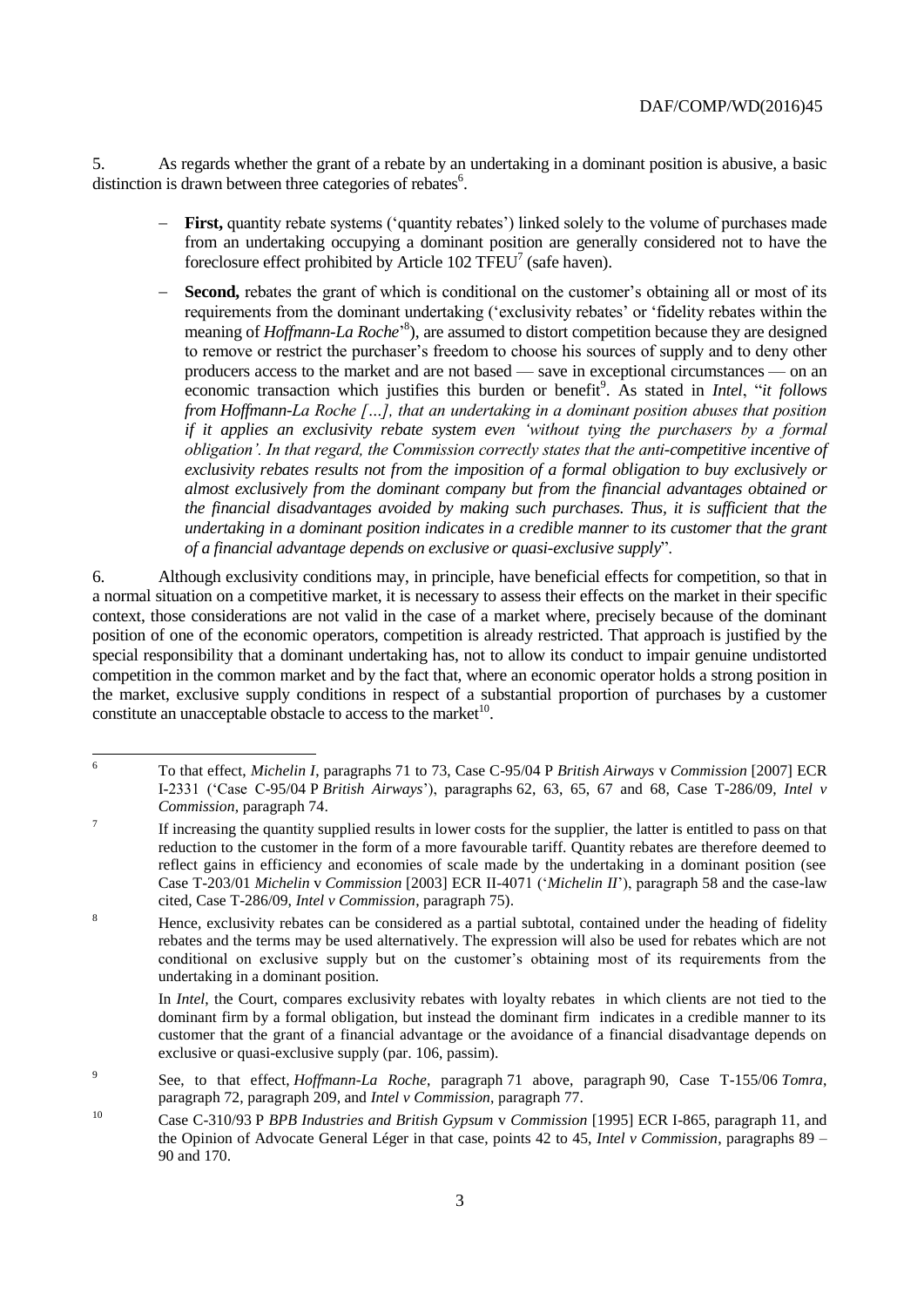5. As regards whether the grant of a rebate by an undertaking in a dominant position is abusive, a basic distinction is drawn between three categories of rebates[6].

- **First,** quantity rebate systems ('quantity rebates') linked solely to the volume of purchases made from an undertaking occupying a dominant position are generally considered not to have the foreclosure effect prohibited by Article 102 TFEU[7] (safe haven).
- **Second,** rebates the grant of which is conditional on the customer's obtaining all or most of its requirements from the dominant undertaking ('exclusivity rebates' or 'fidelity rebates within the meaning of *Hoffmann-La Roche*'[8]), are assumed to distort competition because they are designed to remove or restrict the purchaser's freedom to choose his sources of supply and to deny other producers access to the market and are not based — save in exceptional circumstances — on an economic transaction which justifies this burden or benefit[9]. As stated in *Intel*, "*it follows from Hoffmann-La Roche […], that an undertaking in a dominant position abuses that position if it applies an exclusivity rebate system even 'without tying the purchasers by a formal obligation'. In that regard, the Commission correctly states that the anti-competitive incentive of exclusivity rebates results not from the imposition of a formal obligation to buy exclusively or almost exclusively from the dominant company but from the financial advantages obtained or the financial disadvantages avoided by making such purchases. Thus, it is sufficient that the undertaking in a dominant position indicates in a credible manner to its customer that the grant of a financial advantage depends on exclusive or quasi-exclusive supply*".

6. Although exclusivity conditions may, in principle, have beneficial effects for competition, so that in a normal situation on a competitive market, it is necessary to assess their effects on the market in their specific context, those considerations are not valid in the case of a market where, precisely because of the dominant position of one of the economic operators, competition is already restricted. That approach is justified by the special responsibility that a dominant undertaking has, not to allow its conduct to impair genuine undistorted competition in the common market and by the fact that, where an economic operator holds a strong position in the market, exclusive supply conditions in respect of a substantial proportion of purchases by a customer constitute an unacceptable obstacle to access to the market[10].

---

[6] To that effect, *Michelin I*, paragraphs 71 to 73, Case C-95/04 P *British Airways* v *Commission* [2007] ECR I-2331 ('Case C-95/04 P *British Airways*'), paragraphs 62, 63, 65, 67 and 68, Case T-286/09, *Intel v Commission*, paragraph 74.

[7] If increasing the quantity supplied results in lower costs for the supplier, the latter is entitled to pass on that reduction to the customer in the form of a more favourable tariff. Quantity rebates are therefore deemed to reflect gains in efficiency and economies of scale made by the undertaking in a dominant position (see Case T-203/01 *Michelin* v *Commission* [2003] ECR II-4071 ('*Michelin II*'), paragraph 58 and the case-law cited, Case T-286/09, *Intel v Commission*, paragraph 75).

[8] Hence, exclusivity rebates can be considered as a partial subtotal, contained under the heading of fidelity rebates and the terms may be used alternatively. The expression will also be used for rebates which are not conditional on exclusive supply but on the customer's obtaining most of its requirements from the undertaking in a dominant position.

In *Intel*, the Court, compares exclusivity rebates with loyalty rebates in which clients are not tied to the dominant firm by a formal obligation, but instead the dominant firm indicates in a credible manner to its customer that the grant of a financial advantage or the avoidance of a financial disadvantage depends on exclusive or quasi-exclusive supply (par. 106, passim).

[9] See, to that effect, *Hoffmann-La Roche*, paragraph 71 above, paragraph 90, Case T-155/06 *Tomra*, paragraph 72, paragraph 209, and *Intel v Commission*, paragraph 77.

[10] Case C-310/93 P *BPB Industries and British Gypsum* v *Commission* [1995] ECR I-865, paragraph 11, and the Opinion of Advocate General Léger in that case, points 42 to 45, *Intel v Commission*, paragraphs 89 – 90 and 170.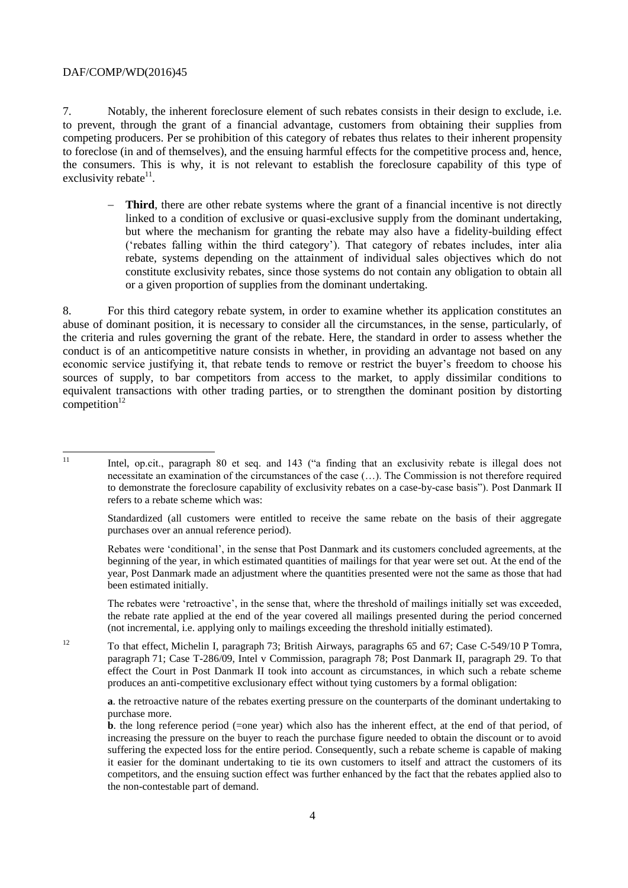7. Notably, the inherent foreclosure element of such rebates consists in their design to exclude, i.e. to prevent, through the grant of a financial advantage, customers from obtaining their supplies from competing producers. Per se prohibition of this category of rebates thus relates to their inherent propensity to foreclose (in and of themselves), and the ensuing harmful effects for the competitive process and, hence, the consumers. This is why, it is not relevant to establish the foreclosure capability of this type of exclusivity rebate[11].

- **Third**, there are other rebate systems where the grant of a financial incentive is not directly linked to a condition of exclusive or quasi-exclusive supply from the dominant undertaking, but where the mechanism for granting the rebate may also have a fidelity-building effect ('rebates falling within the third category'). That category of rebates includes, inter alia rebate, systems depending on the attainment of individual sales objectives which do not constitute exclusivity rebates, since those systems do not contain any obligation to obtain all or a given proportion of supplies from the dominant undertaking.

8. For this third category rebate system, in order to examine whether its application constitutes an abuse of dominant position, it is necessary to consider all the circumstances, in the sense, particularly, of the criteria and rules governing the grant of the rebate. Here, the standard in order to assess whether the conduct is of an anticompetitive nature consists in whether, in providing an advantage not based on any economic service justifying it, that rebate tends to remove or restrict the buyer's freedom to choose his sources of supply, to bar competitors from access to the market, to apply dissimilar conditions to equivalent transactions with other trading parties, or to strengthen the dominant position by distorting competition[12]

---

[11] Intel, op.cit., paragraph 80 et seq. and 143 ("a finding that an exclusivity rebate is illegal does not necessitate an examination of the circumstances of the case (…). The Commission is not therefore required to demonstrate the foreclosure capability of exclusivity rebates on a case-by-case basis"). Post Danmark II refers to a rebate scheme which was:

Standardized (all customers were entitled to receive the same rebate on the basis of their aggregate purchases over an annual reference period).

Rebates were 'conditional', in the sense that Post Danmark and its customers concluded agreements, at the beginning of the year, in which estimated quantities of mailings for that year were set out. At the end of the year, Post Danmark made an adjustment where the quantities presented were not the same as those that had been estimated initially.

The rebates were 'retroactive', in the sense that, where the threshold of mailings initially set was exceeded, the rebate rate applied at the end of the year covered all mailings presented during the period concerned (not incremental, i.e. applying only to mailings exceeding the threshold initially estimated).

[12] To that effect, Michelin I, paragraph 73; British Airways, paragraphs 65 and 67; Case C-549/10 P Tomra, paragraph 71; Case T-286/09, Intel v Commission, paragraph 78; Post Danmark II, paragraph 29. To that effect the Court in Post Danmark II took into account as circumstances, in which such a rebate scheme produces an anti-competitive exclusionary effect without tying customers by a formal obligation:

**a**. the retroactive nature of the rebates exerting pressure on the counterparts of the dominant undertaking to purchase more.

**b**. the long reference period (=one year) which also has the inherent effect, at the end of that period, of increasing the pressure on the buyer to reach the purchase figure needed to obtain the discount or to avoid suffering the expected loss for the entire period. Consequently, such a rebate scheme is capable of making it easier for the dominant undertaking to tie its own customers to itself and attract the customers of its competitors, and the ensuing suction effect was further enhanced by the fact that the rebates applied also to the non-contestable part of demand.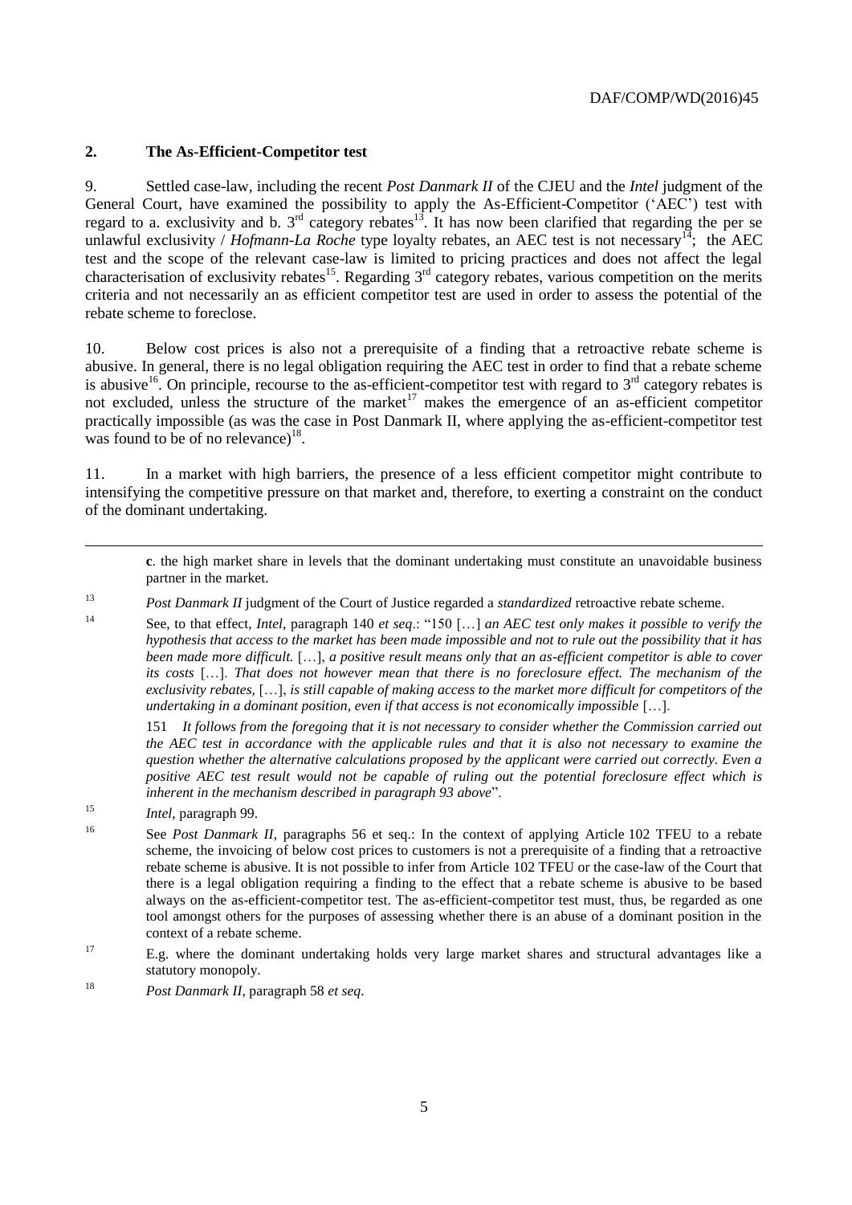## 2. The As-Efficient-Competitor test

9. Settled case-law, including the recent *Post Danmark II* of the CJEU and the *Intel* judgment of the General Court, have examined the possibility to apply the As-Efficient-Competitor ('AEC') test with regard to a. exclusivity and b. 3rd category rebates[13]. It has now been clarified that regarding the per se unlawful exclusivity / *Hofmann-La Roche* type loyalty rebates, an AEC test is not necessary[14]; the AEC test and the scope of the relevant case-law is limited to pricing practices and does not affect the legal characterisation of exclusivity rebates[15]. Regarding 3rd category rebates, various competition on the merits criteria and not necessarily an as efficient competitor test are used in order to assess the potential of the rebate scheme to foreclose.

10. Below cost prices is also not a prerequisite of a finding that a retroactive rebate scheme is abusive. In general, there is no legal obligation requiring the AEC test in order to find that a rebate scheme is abusive[16]. On principle, recourse to the as-efficient-competitor test with regard to 3rd category rebates is not excluded, unless the structure of the market[17] makes the emergence of an as-efficient competitor practically impossible (as was the case in Post Danmark II, where applying the as-efficient-competitor test was found to be of no relevance)[18].

11. In a market with high barriers, the presence of a less efficient competitor might contribute to intensifying the competitive pressure on that market and, therefore, to exerting a constraint on the conduct of the dominant undertaking.

---

**c**. the high market share in levels that the dominant undertaking must constitute an unavoidable business partner in the market.

[13] *Post Danmark II* judgment of the Court of Justice regarded a *standardized* retroactive rebate scheme.

[14] See, to that effect, *Intel*, paragraph 140 *et seq*.: "150 […] *an AEC test only makes it possible to verify the hypothesis that access to the market has been made impossible and not to rule out the possibility that it has been made more difficult.* […], *a positive result means only that an as-efficient competitor is able to cover its costs* […]. *That does not however mean that there is no foreclosure effect. The mechanism of the exclusivity rebates,* […], *is still capable of making access to the market more difficult for competitors of the undertaking in a dominant position, even if that access is not economically impossible* […].

151 *It follows from the foregoing that it is not necessary to consider whether the Commission carried out the AEC test in accordance with the applicable rules and that it is also not necessary to examine the question whether the alternative calculations proposed by the applicant were carried out correctly. Even a positive AEC test result would not be capable of ruling out the potential foreclosure effect which is inherent in the mechanism described in paragraph 93 above*".

[15] *Intel*, paragraph 99.

[16] See *Post Danmark II*, paragraphs 56 et seq.: In the context of applying Article 102 TFEU to a rebate scheme, the invoicing of below cost prices to customers is not a prerequisite of a finding that a retroactive rebate scheme is abusive. It is not possible to infer from Article 102 TFEU or the case-law of the Court that there is a legal obligation requiring a finding to the effect that a rebate scheme is abusive to be based always on the as-efficient-competitor test. The as-efficient-competitor test must, thus, be regarded as one tool amongst others for the purposes of assessing whether there is an abuse of a dominant position in the context of a rebate scheme.

[17] E.g. where the dominant undertaking holds very large market shares and structural advantages like a statutory monopoly.

[18] *Post Danmark II*, paragraph 58 *et seq*.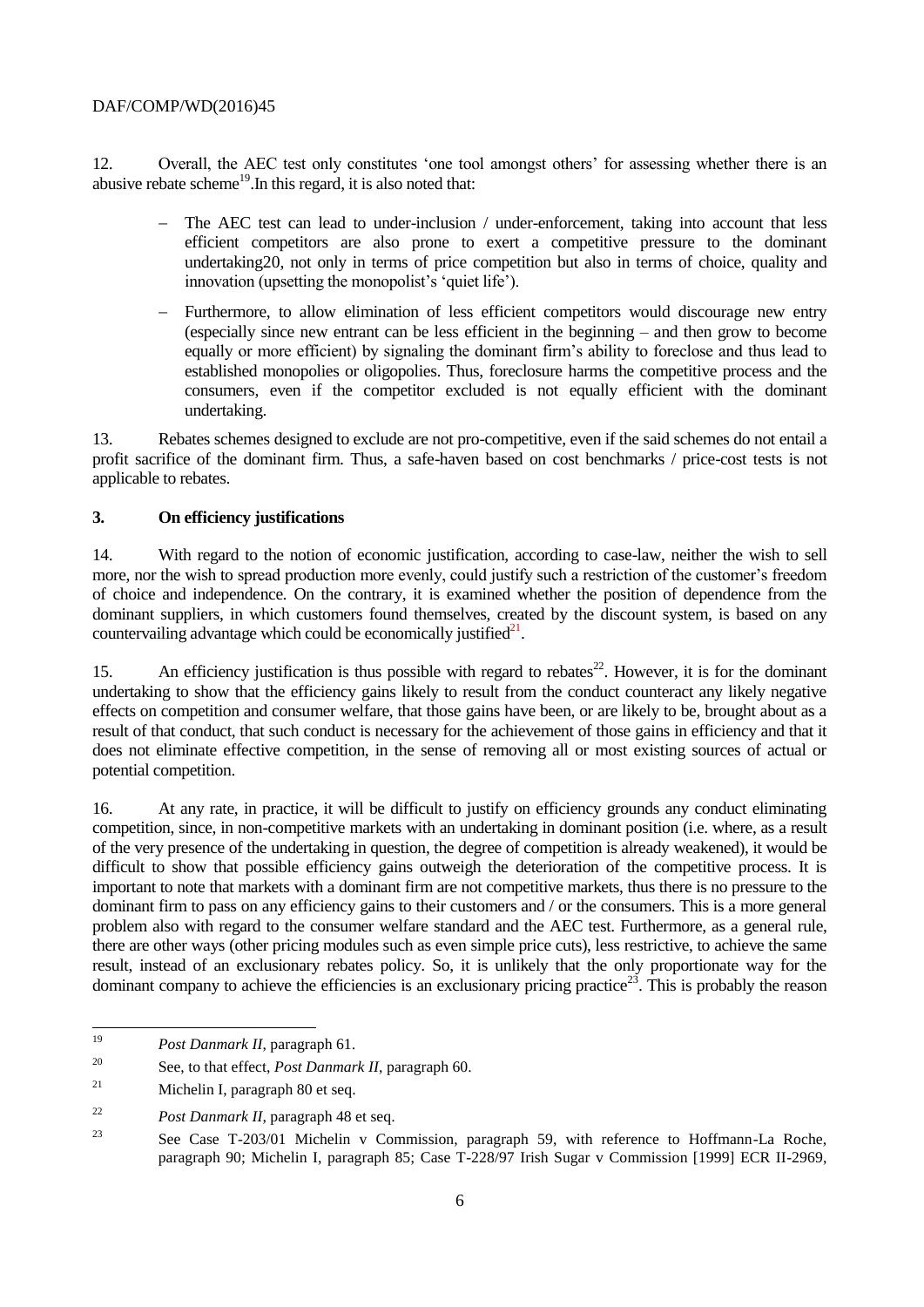12. Overall, the AEC test only constitutes 'one tool amongst others' for assessing whether there is an abusive rebate scheme[19].In this regard, it is also noted that:

- The AEC test can lead to under-inclusion / under-enforcement, taking into account that less efficient competitors are also prone to exert a competitive pressure to the dominant undertaking20, not only in terms of price competition but also in terms of choice, quality and innovation (upsetting the monopolist's 'quiet life').
- Furthermore, to allow elimination of less efficient competitors would discourage new entry (especially since new entrant can be less efficient in the beginning – and then grow to become equally or more efficient) by signaling the dominant firm's ability to foreclose and thus lead to established monopolies or oligopolies. Thus, foreclosure harms the competitive process and the consumers, even if the competitor excluded is not equally efficient with the dominant undertaking.

13. Rebates schemes designed to exclude are not pro-competitive, even if the said schemes do not entail a profit sacrifice of the dominant firm. Thus, a safe-haven based on cost benchmarks / price-cost tests is not applicable to rebates.

### 3. On efficiency justifications

14. With regard to the notion of economic justification, according to case-law, neither the wish to sell more, nor the wish to spread production more evenly, could justify such a restriction of the customer's freedom of choice and independence. On the contrary, it is examined whether the position of dependence from the dominant suppliers, in which customers found themselves, created by the discount system, is based on any countervailing advantage which could be economically justified[21].

15. An efficiency justification is thus possible with regard to rebates[22]. However, it is for the dominant undertaking to show that the efficiency gains likely to result from the conduct counteract any likely negative effects on competition and consumer welfare, that those gains have been, or are likely to be, brought about as a result of that conduct, that such conduct is necessary for the achievement of those gains in efficiency and that it does not eliminate effective competition, in the sense of removing all or most existing sources of actual or potential competition.

16. At any rate, in practice, it will be difficult to justify on efficiency grounds any conduct eliminating competition, since, in non-competitive markets with an undertaking in dominant position (i.e. where, as a result of the very presence of the undertaking in question, the degree of competition is already weakened), it would be difficult to show that possible efficiency gains outweigh the deterioration of the competitive process. It is important to note that markets with a dominant firm are not competitive markets, thus there is no pressure to the dominant firm to pass on any efficiency gains to their customers and / or the consumers. This is a more general problem also with regard to the consumer welfare standard and the AEC test. Furthermore, as a general rule, there are other ways (other pricing modules such as even simple price cuts), less restrictive, to achieve the same result, instead of an exclusionary rebates policy. So, it is unlikely that the only proportionate way for the dominant company to achieve the efficiencies is an exclusionary pricing practice[23]. This is probably the reason

---

[19] *Post Danmark II*, paragraph 61.

[20] See, to that effect, *Post Danmark II*, paragraph 60.

[21] Michelin I, paragraph 80 et seq.

[22] *Post Danmark II*, paragraph 48 et seq.

[23] See Case T-203/01 Michelin v Commission, paragraph 59, with reference to Hoffmann-La Roche, paragraph 90; Michelin I, paragraph 85; Case T-228/97 Irish Sugar v Commission [1999] ECR II-2969,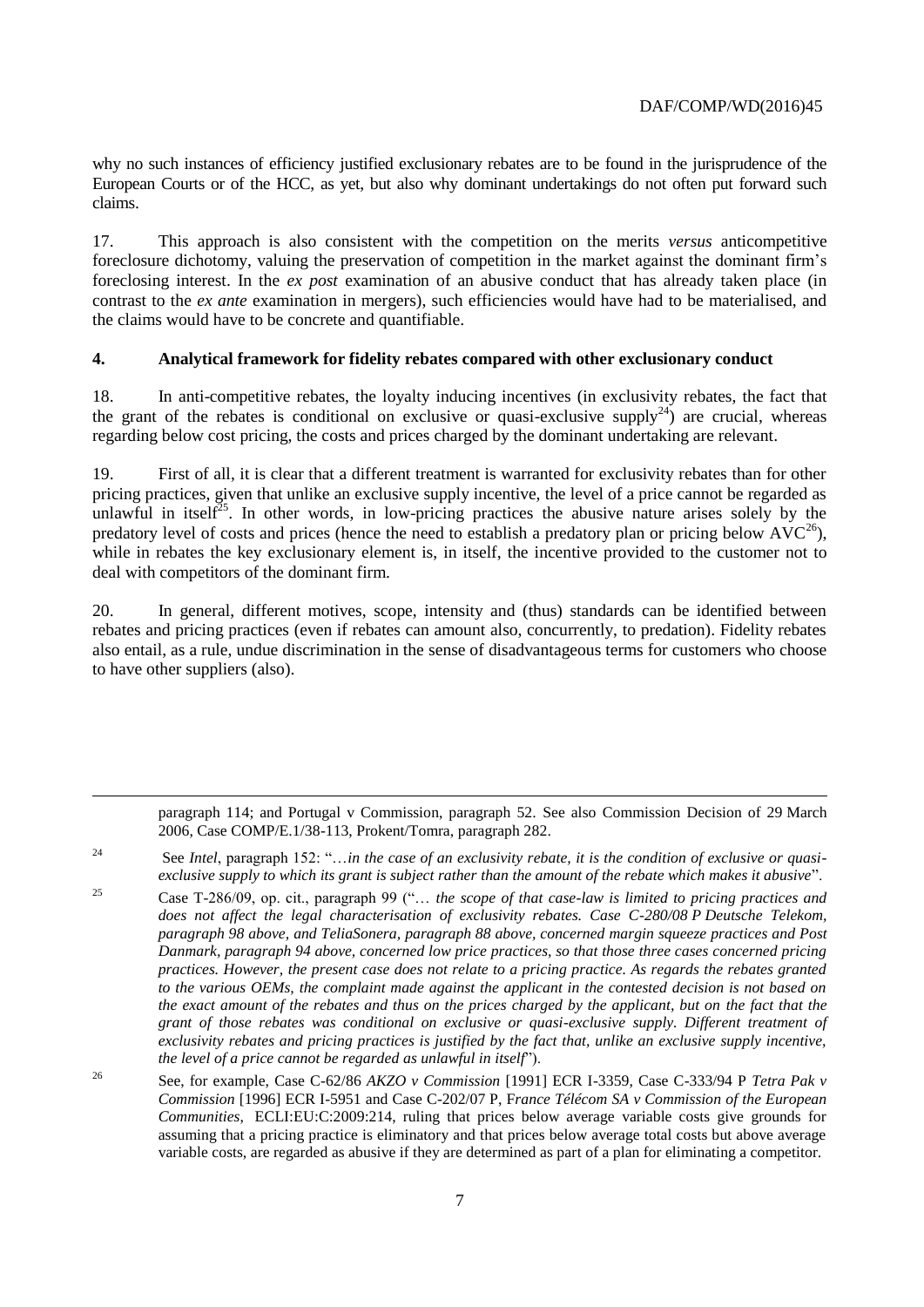why no such instances of efficiency justified exclusionary rebates are to be found in the jurisprudence of the European Courts or of the HCC, as yet, but also why dominant undertakings do not often put forward such claims.

17. This approach is also consistent with the competition on the merits *versus* anticompetitive foreclosure dichotomy, valuing the preservation of competition in the market against the dominant firm's foreclosing interest. In the *ex post* examination of an abusive conduct that has already taken place (in contrast to the *ex ante* examination in mergers), such efficiencies would have had to be materialised, and the claims would have to be concrete and quantifiable.

## 4. Analytical framework for fidelity rebates compared with other exclusionary conduct

18. In anti-competitive rebates, the loyalty inducing incentives (in exclusivity rebates, the fact that the grant of the rebates is conditional on exclusive or quasi-exclusive supply[24]) are crucial, whereas regarding below cost pricing, the costs and prices charged by the dominant undertaking are relevant.

19. First of all, it is clear that a different treatment is warranted for exclusivity rebates than for other pricing practices, given that unlike an exclusive supply incentive, the level of a price cannot be regarded as unlawful in itself[25]. In other words, in low-pricing practices the abusive nature arises solely by the predatory level of costs and prices (hence the need to establish a predatory plan or pricing below AVC[26]), while in rebates the key exclusionary element is, in itself, the incentive provided to the customer not to deal with competitors of the dominant firm.

20. In general, different motives, scope, intensity and (thus) standards can be identified between rebates and pricing practices (even if rebates can amount also, concurrently, to predation). Fidelity rebates also entail, as a rule, undue discrimination in the sense of disadvantageous terms for customers who choose to have other suppliers (also).

---

paragraph 114; and Portugal v Commission, paragraph 52. See also Commission Decision of 29 March 2006, Case COMP/E.1/38-113, Prokent/Tomra, paragraph 282.

[24] See *Intel*, paragraph 152: "…*in the case of an exclusivity rebate, it is the condition of exclusive or quasi-exclusive supply to which its grant is subject rather than the amount of the rebate which makes it abusive*".

[25] Case T-286/09, op. cit., paragraph 99 ("… *the scope of that case-law is limited to pricing practices and does not affect the legal characterisation of exclusivity rebates. Case C-280/08 P Deutsche Telekom, paragraph 98 above, and TeliaSonera, paragraph 88 above, concerned margin squeeze practices and Post Danmark, paragraph 94 above, concerned low price practices, so that those three cases concerned pricing practices. However, the present case does not relate to a pricing practice. As regards the rebates granted to the various OEMs, the complaint made against the applicant in the contested decision is not based on the exact amount of the rebates and thus on the prices charged by the applicant, but on the fact that the grant of those rebates was conditional on exclusive or quasi-exclusive supply. Different treatment of exclusivity rebates and pricing practices is justified by the fact that, unlike an exclusive supply incentive, the level of a price cannot be regarded as unlawful in itself*").

[26] See, for example, Case C-62/86 *AKZO v Commission* [1991] ECR I-3359, Case C-333/94 P *Tetra Pak v Commission* [1996] ECR I-5951 and Case C-202/07 P, *France Télécom SA v Commission of the European Communities*, ECLI:EU:C:2009:214, ruling that prices below average variable costs give grounds for assuming that a pricing practice is eliminatory and that prices below average total costs but above average variable costs, are regarded as abusive if they are determined as part of a plan for eliminating a competitor.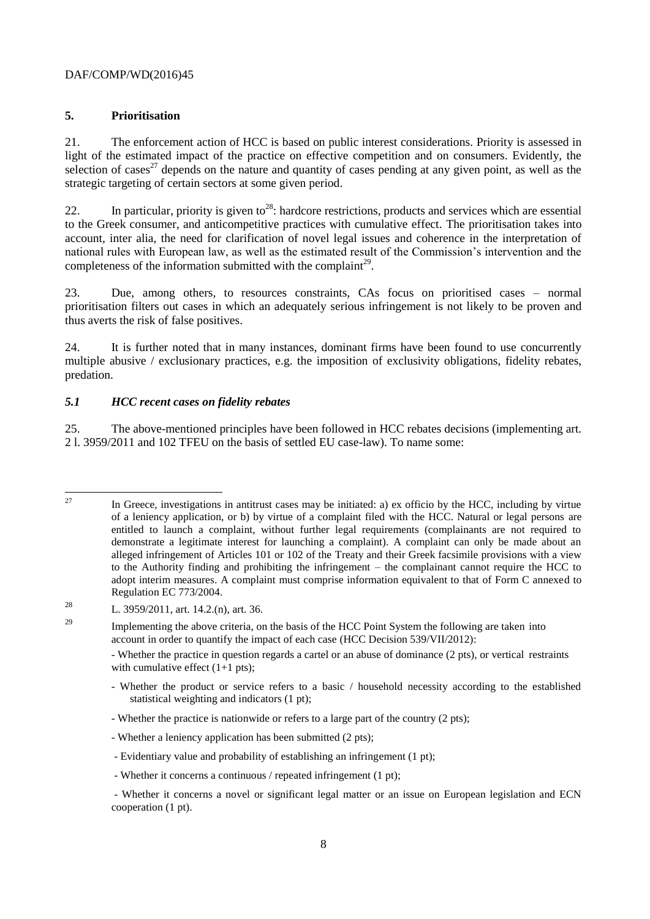## 5. Prioritisation

21. The enforcement action of HCC is based on public interest considerations. Priority is assessed in light of the estimated impact of the practice on effective competition and on consumers. Evidently, the selection of cases[27] depends on the nature and quantity of cases pending at any given point, as well as the strategic targeting of certain sectors at some given period.

22. In particular, priority is given to[28]: hardcore restrictions, products and services which are essential to the Greek consumer, and anticompetitive practices with cumulative effect. The prioritisation takes into account, inter alia, the need for clarification of novel legal issues and coherence in the interpretation of national rules with European law, as well as the estimated result of the Commission's intervention and the completeness of the information submitted with the complaint[29].

23. Due, among others, to resources constraints, CAs focus on prioritised cases – normal prioritisation filters out cases in which an adequately serious infringement is not likely to be proven and thus averts the risk of false positives.

24. It is further noted that in many instances, dominant firms have been found to use concurrently multiple abusive / exclusionary practices, e.g. the imposition of exclusivity obligations, fidelity rebates, predation.

### *5.1 HCC recent cases on fidelity rebates*

25. The above-mentioned principles have been followed in HCC rebates decisions (implementing art. 2 l. 3959/2011 and 102 TFEU on the basis of settled EU case-law). To name some:

---

[27] In Greece, investigations in antitrust cases may be initiated: a) ex officio by the HCC, including by virtue of a leniency application, or b) by virtue of a complaint filed with the HCC. Natural or legal persons are entitled to launch a complaint, without further legal requirements (complainants are not required to demonstrate a legitimate interest for launching a complaint). A complaint can only be made about an alleged infringement of Articles 101 or 102 of the Treaty and their Greek facsimile provisions with a view to the Authority finding and prohibiting the infringement – the complainant cannot require the HCC to adopt interim measures. A complaint must comprise information equivalent to that of Form C annexed to Regulation EC 773/2004.

[28] L. 3959/2011, art. 14.2.(n), art. 36.

[29] Implementing the above criteria, on the basis of the HCC Point System the following are taken into account in order to quantify the impact of each case (HCC Decision 539/VII/2012):

- Whether the practice in question regards a cartel or an abuse of dominance (2 pts), or vertical restraints with cumulative effect (1+1 pts);
- Whether the product or service refers to a basic / household necessity according to the established statistical weighting and indicators (1 pt);
- Whether the practice is nationwide or refers to a large part of the country (2 pts);
- Whether a leniency application has been submitted (2 pts);
- Evidentiary value and probability of establishing an infringement (1 pt);
- Whether it concerns a continuous / repeated infringement (1 pt);
- Whether it concerns a novel or significant legal matter or an issue on European legislation and ECN cooperation (1 pt).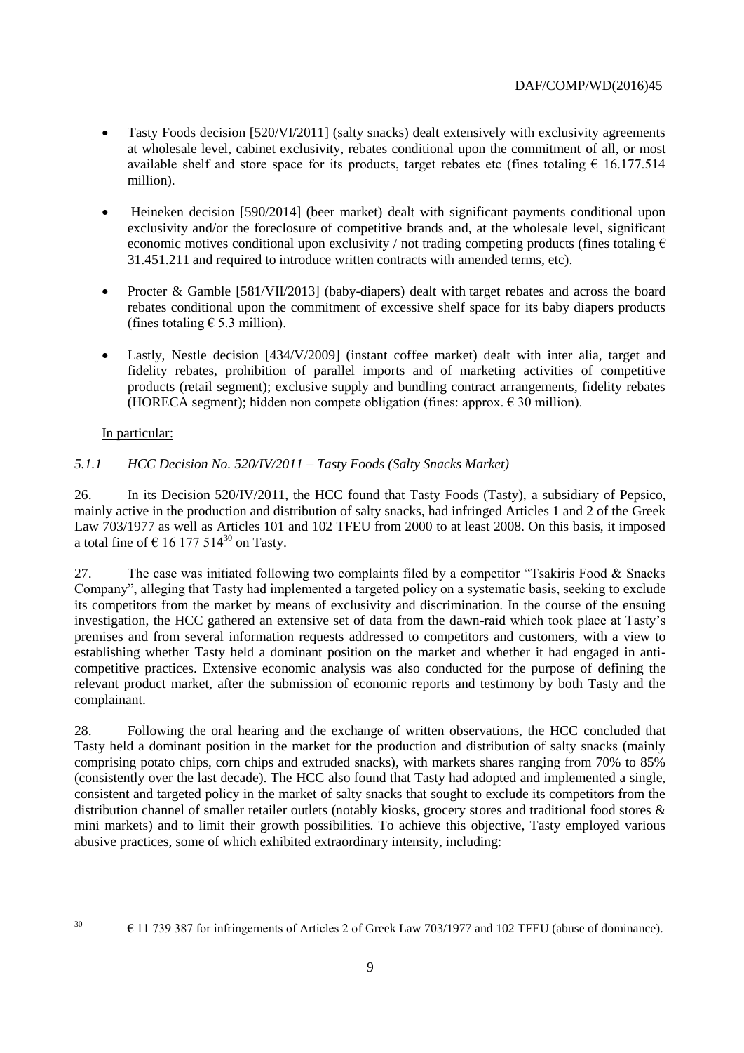- Tasty Foods decision [520/VI/2011] (salty snacks) dealt extensively with exclusivity agreements at wholesale level, cabinet exclusivity, rebates conditional upon the commitment of all, or most available shelf and store space for its products, target rebates etc (fines totaling € 16.177.514 million).

- Heineken decision [590/2014] (beer market) dealt with significant payments conditional upon exclusivity and/or the foreclosure of competitive brands and, at the wholesale level, significant economic motives conditional upon exclusivity / not trading competing products (fines totaling € 31.451.211 and required to introduce written contracts with amended terms, etc).

- Procter & Gamble [581/VII/2013] (baby-diapers) dealt with target rebates and across the board rebates conditional upon the commitment of excessive shelf space for its baby diapers products (fines totaling € 5.3 million).

- Lastly, Nestle decision [434/V/2009] (instant coffee market) dealt with inter alia, target and fidelity rebates, prohibition of parallel imports and of marketing activities of competitive products (retail segment); exclusive supply and bundling contract arrangements, fidelity rebates (HORECA segment); hidden non compete obligation (fines: approx. € 30 million).

In particular:

### *5.1.1 HCC Decision No. 520/IV/2011 – Tasty Foods (Salty Snacks Market)*

26. In its Decision 520/IV/2011, the HCC found that Tasty Foods (Tasty), a subsidiary of Pepsico, mainly active in the production and distribution of salty snacks, had infringed Articles 1 and 2 of the Greek Law 703/1977 as well as Articles 101 and 102 TFEU from 2000 to at least 2008. On this basis, it imposed a total fine of € 16 177 514[30] on Tasty.

27. The case was initiated following two complaints filed by a competitor "Tsakiris Food & Snacks Company", alleging that Tasty had implemented a targeted policy on a systematic basis, seeking to exclude its competitors from the market by means of exclusivity and discrimination. In the course of the ensuing investigation, the HCC gathered an extensive set of data from the dawn-raid which took place at Tasty's premises and from several information requests addressed to competitors and customers, with a view to establishing whether Tasty held a dominant position on the market and whether it had engaged in anti-competitive practices. Extensive economic analysis was also conducted for the purpose of defining the relevant product market, after the submission of economic reports and testimony by both Tasty and the complainant.

28. Following the oral hearing and the exchange of written observations, the HCC concluded that Tasty held a dominant position in the market for the production and distribution of salty snacks (mainly comprising potato chips, corn chips and extruded snacks), with markets shares ranging from 70% to 85% (consistently over the last decade). The HCC also found that Tasty had adopted and implemented a single, consistent and targeted policy in the market of salty snacks that sought to exclude its competitors from the distribution channel of smaller retailer outlets (notably kiosks, grocery stores and traditional food stores & mini markets) and to limit their growth possibilities. To achieve this objective, Tasty employed various abusive practices, some of which exhibited extraordinary intensity, including:

---

[30] € 11 739 387 for infringements of Articles 2 of Greek Law 703/1977 and 102 TFEU (abuse of dominance).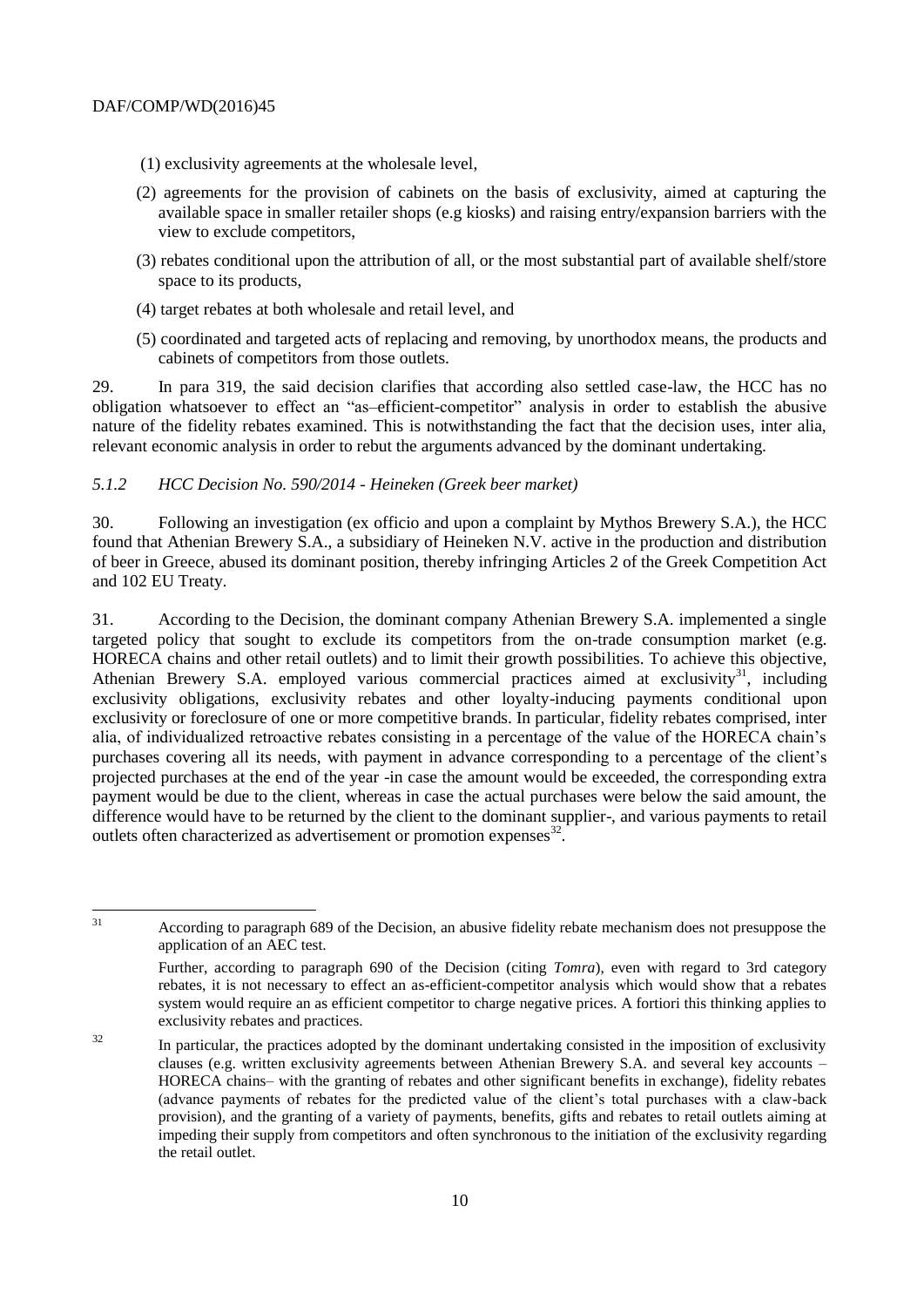(1) exclusivity agreements at the wholesale level,

(2) agreements for the provision of cabinets on the basis of exclusivity, aimed at capturing the available space in smaller retailer shops (e.g kiosks) and raising entry/expansion barriers with the view to exclude competitors,

(3) rebates conditional upon the attribution of all, or the most substantial part of available shelf/store space to its products,

(4) target rebates at both wholesale and retail level, and

(5) coordinated and targeted acts of replacing and removing, by unorthodox means, the products and cabinets of competitors from those outlets.

29. In para 319, the said decision clarifies that according also settled case-law, the HCC has no obligation whatsoever to effect an "as–efficient-competitor" analysis in order to establish the abusive nature of the fidelity rebates examined. This is notwithstanding the fact that the decision uses, inter alia, relevant economic analysis in order to rebut the arguments advanced by the dominant undertaking.

### *5.1.2 HCC Decision No. 590/2014 - Heineken (Greek beer market)*

30. Following an investigation (ex officio and upon a complaint by Mythos Brewery S.A.), the HCC found that Athenian Brewery S.A., a subsidiary of Heineken N.V. active in the production and distribution of beer in Greece, abused its dominant position, thereby infringing Articles 2 of the Greek Competition Act and 102 EU Treaty.

31. According to the Decision, the dominant company Athenian Brewery S.A. implemented a single targeted policy that sought to exclude its competitors from the on-trade consumption market (e.g. HORECA chains and other retail outlets) and to limit their growth possibilities. To achieve this objective, Athenian Brewery S.A. employed various commercial practices aimed at exclusivity[31], including exclusivity obligations, exclusivity rebates and other loyalty-inducing payments conditional upon exclusivity or foreclosure of one or more competitive brands. In particular, fidelity rebates comprised, inter alia, of individualized retroactive rebates consisting in a percentage of the value of the HORECA chain's purchases covering all its needs, with payment in advance corresponding to a percentage of the client's projected purchases at the end of the year -in case the amount would be exceeded, the corresponding extra payment would be due to the client, whereas in case the actual purchases were below the said amount, the difference would have to be returned by the client to the dominant supplier-, and various payments to retail outlets often characterized as advertisement or promotion expenses[32].

---

[31] According to paragraph 689 of the Decision, an abusive fidelity rebate mechanism does not presuppose the application of an AEC test.

Further, according to paragraph 690 of the Decision (citing *Tomra*), even with regard to 3rd category rebates, it is not necessary to effect an as-efficient-competitor analysis which would show that a rebates system would require an as efficient competitor to charge negative prices. A fortiori this thinking applies to exclusivity rebates and practices.

[32] In particular, the practices adopted by the dominant undertaking consisted in the imposition of exclusivity clauses (e.g. written exclusivity agreements between Athenian Brewery S.A. and several key accounts – HORECA chains– with the granting of rebates and other significant benefits in exchange), fidelity rebates (advance payments of rebates for the predicted value of the client's total purchases with a claw-back provision), and the granting of a variety of payments, benefits, gifts and rebates to retail outlets aiming at impeding their supply from competitors and often synchronous to the initiation of the exclusivity regarding the retail outlet.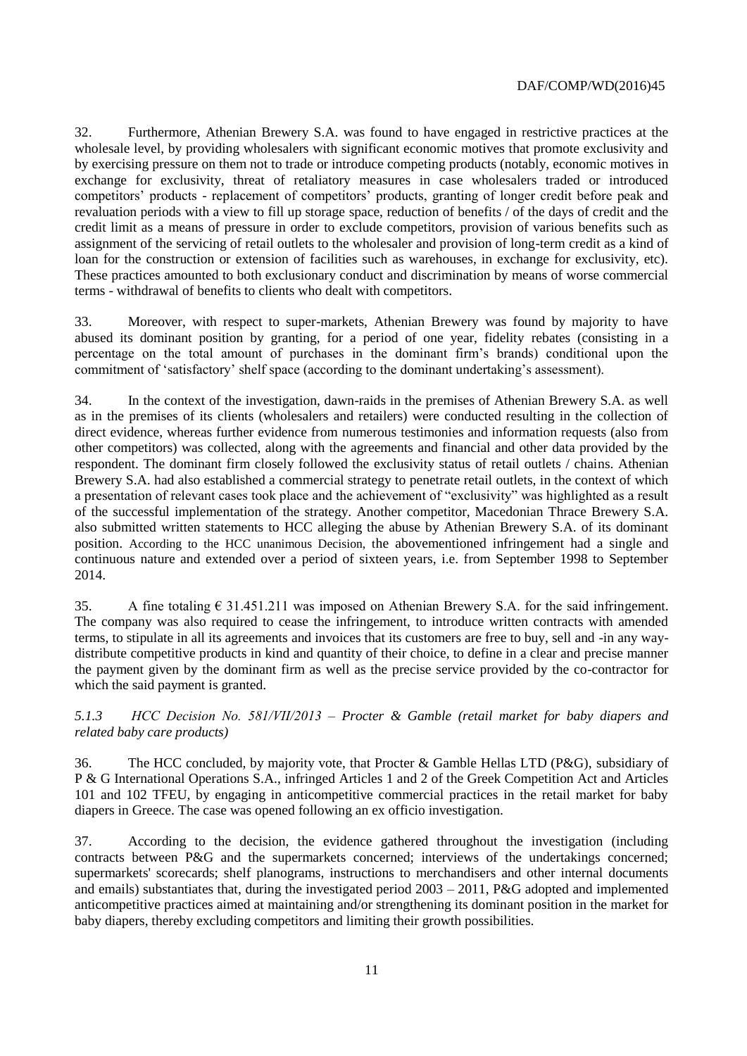32. Furthermore, Athenian Brewery S.A. was found to have engaged in restrictive practices at the wholesale level, by providing wholesalers with significant economic motives that promote exclusivity and by exercising pressure on them not to trade or introduce competing products (notably, economic motives in exchange for exclusivity, threat of retaliatory measures in case wholesalers traded or introduced competitors' products - replacement of competitors' products, granting of longer credit before peak and revaluation periods with a view to fill up storage space, reduction of benefits / of the days of credit and the credit limit as a means of pressure in order to exclude competitors, provision of various benefits such as assignment of the servicing of retail outlets to the wholesaler and provision of long-term credit as a kind of loan for the construction or extension of facilities such as warehouses, in exchange for exclusivity, etc). These practices amounted to both exclusionary conduct and discrimination by means of worse commercial terms - withdrawal of benefits to clients who dealt with competitors.

33. Moreover, with respect to super-markets, Athenian Brewery was found by majority to have abused its dominant position by granting, for a period of one year, fidelity rebates (consisting in a percentage on the total amount of purchases in the dominant firm's brands) conditional upon the commitment of 'satisfactory' shelf space (according to the dominant undertaking's assessment).

34. In the context of the investigation, dawn-raids in the premises of Athenian Brewery S.A. as well as in the premises of its clients (wholesalers and retailers) were conducted resulting in the collection of direct evidence, whereas further evidence from numerous testimonies and information requests (also from other competitors) was collected, along with the agreements and financial and other data provided by the respondent. The dominant firm closely followed the exclusivity status of retail outlets / chains. Athenian Brewery S.A. had also established a commercial strategy to penetrate retail outlets, in the context of which a presentation of relevant cases took place and the achievement of "exclusivity" was highlighted as a result of the successful implementation of the strategy. Another competitor, Macedonian Thrace Brewery S.A. also submitted written statements to HCC alleging the abuse by Athenian Brewery S.A. of its dominant position. According to the HCC unanimous Decision, the abovementioned infringement had a single and continuous nature and extended over a period of sixteen years, i.e. from September 1998 to September 2014.

35. A fine totaling € 31.451.211 was imposed on Athenian Brewery S.A. for the said infringement. The company was also required to cease the infringement, to introduce written contracts with amended terms, to stipulate in all its agreements and invoices that its customers are free to buy, sell and -in any way- distribute competitive products in kind and quantity of their choice, to define in a clear and precise manner the payment given by the dominant firm as well as the precise service provided by the co-contractor for which the said payment is granted.

*5.1.3 HCC Decision No. 581/VII/2013 – Procter & Gamble (retail market for baby diapers and related baby care products)*

36. The HCC concluded, by majority vote, that Procter & Gamble Hellas LTD (P&G), subsidiary of P & G International Operations S.A., infringed Articles 1 and 2 of the Greek Competition Act and Articles 101 and 102 TFEU, by engaging in anticompetitive commercial practices in the retail market for baby diapers in Greece. The case was opened following an ex officio investigation.

37. According to the decision, the evidence gathered throughout the investigation (including contracts between P&G and the supermarkets concerned; interviews of the undertakings concerned; supermarkets' scorecards; shelf planograms, instructions to merchandisers and other internal documents and emails) substantiates that, during the investigated period 2003 – 2011, P&G adopted and implemented anticompetitive practices aimed at maintaining and/or strengthening its dominant position in the market for baby diapers, thereby excluding competitors and limiting their growth possibilities.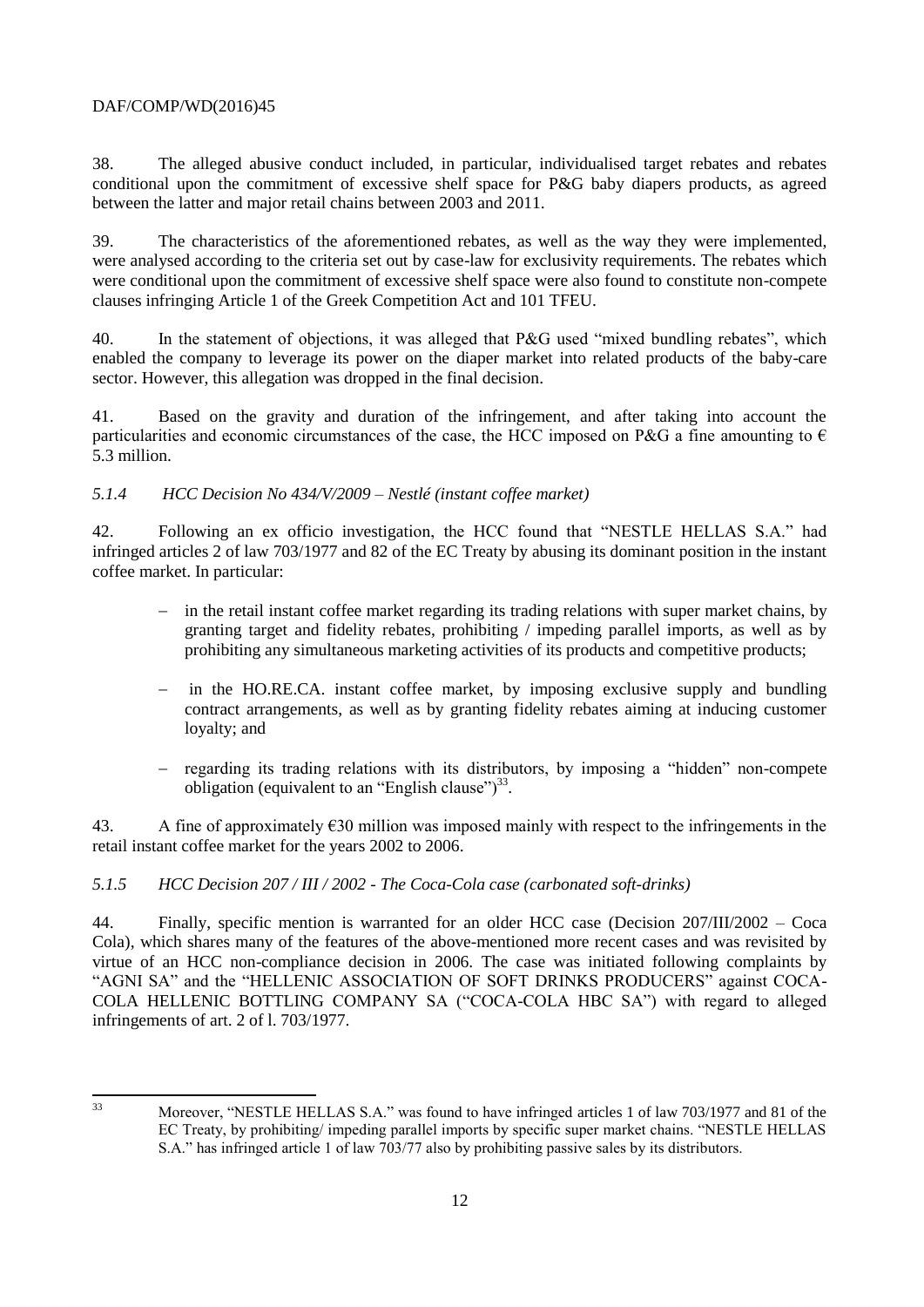38. The alleged abusive conduct included, in particular, individualised target rebates and rebates conditional upon the commitment of excessive shelf space for P&G baby diapers products, as agreed between the latter and major retail chains between 2003 and 2011.

39. The characteristics of the aforementioned rebates, as well as the way they were implemented, were analysed according to the criteria set out by case-law for exclusivity requirements. The rebates which were conditional upon the commitment of excessive shelf space were also found to constitute non-compete clauses infringing Article 1 of the Greek Competition Act and 101 TFEU.

40. In the statement of objections, it was alleged that P&G used "mixed bundling rebates", which enabled the company to leverage its power on the diaper market into related products of the baby-care sector. However, this allegation was dropped in the final decision.

41. Based on the gravity and duration of the infringement, and after taking into account the particularities and economic circumstances of the case, the HCC imposed on P&G a fine amounting to € 5.3 million.

#### *5.1.4 HCC Decision No 434/V/2009 – Nestlé (instant coffee market)*

42. Following an ex officio investigation, the HCC found that "NESTLE HELLAS S.A." had infringed articles 2 of law 703/1977 and 82 of the EC Treaty by abusing its dominant position in the instant coffee market. In particular:

- in the retail instant coffee market regarding its trading relations with super market chains, by granting target and fidelity rebates, prohibiting / impeding parallel imports, as well as by prohibiting any simultaneous marketing activities of its products and competitive products;
- in the HO.RE.CA. instant coffee market, by imposing exclusive supply and bundling contract arrangements, as well as by granting fidelity rebates aiming at inducing customer loyalty; and
- regarding its trading relations with its distributors, by imposing a "hidden" non-compete obligation (equivalent to an "English clause")[33].

43. A fine of approximately €30 million was imposed mainly with respect to the infringements in the retail instant coffee market for the years 2002 to 2006.

#### *5.1.5 HCC Decision 207 / III / 2002 - The Coca-Cola case (carbonated soft-drinks)*

44. Finally, specific mention is warranted for an older HCC case (Decision 207/III/2002 – Coca Cola), which shares many of the features of the above-mentioned more recent cases and was revisited by virtue of an HCC non-compliance decision in 2006. The case was initiated following complaints by "AGNI SA" and the "HELLENIC ASSOCIATION OF SOFT DRINKS PRODUCERS" against COCA-COLA HELLENIC BOTTLING COMPANY SA ("COCA-COLA HBC SA") with regard to alleged infringements of art. 2 of l. 703/1977.

---

[33] Moreover, "NESTLE HELLAS S.A." was found to have infringed articles 1 of law 703/1977 and 81 of the EC Treaty, by prohibiting/ impeding parallel imports by specific super market chains. "NESTLE HELLAS S.A." has infringed article 1 of law 703/77 also by prohibiting passive sales by its distributors.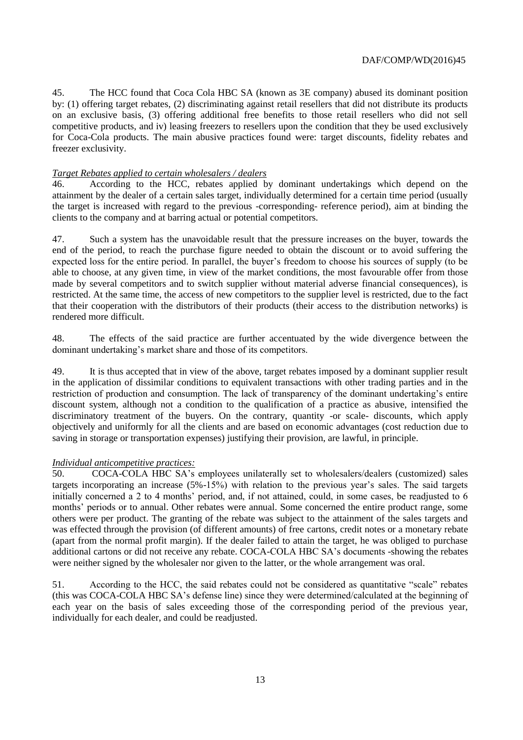45. The HCC found that Coca Cola HBC SA (known as 3E company) abused its dominant position by: (1) offering target rebates, (2) discriminating against retail resellers that did not distribute its products on an exclusive basis, (3) offering additional free benefits to those retail resellers who did not sell competitive products, and iv) leasing freezers to resellers upon the condition that they be used exclusively for Coca-Cola products. The main abusive practices found were: target discounts, fidelity rebates and freezer exclusivity.

*Target Rebates applied to certain wholesalers / dealers*

46. According to the HCC, rebates applied by dominant undertakings which depend on the attainment by the dealer of a certain sales target, individually determined for a certain time period (usually the target is increased with regard to the previous -corresponding- reference period), aim at binding the clients to the company and at barring actual or potential competitors.

47. Such a system has the unavoidable result that the pressure increases on the buyer, towards the end of the period, to reach the purchase figure needed to obtain the discount or to avoid suffering the expected loss for the entire period. In parallel, the buyer's freedom to choose his sources of supply (to be able to choose, at any given time, in view of the market conditions, the most favourable offer from those made by several competitors and to switch supplier without material adverse financial consequences), is restricted. At the same time, the access of new competitors to the supplier level is restricted, due to the fact that their cooperation with the distributors of their products (their access to the distribution networks) is rendered more difficult.

48. The effects of the said practice are further accentuated by the wide divergence between the dominant undertaking's market share and those of its competitors.

49. It is thus accepted that in view of the above, target rebates imposed by a dominant supplier result in the application of dissimilar conditions to equivalent transactions with other trading parties and in the restriction of production and consumption. The lack of transparency of the dominant undertaking's entire discount system, although not a condition to the qualification of a practice as abusive, intensified the discriminatory treatment of the buyers. On the contrary, quantity -or scale- discounts, which apply objectively and uniformly for all the clients and are based on economic advantages (cost reduction due to saving in storage or transportation expenses) justifying their provision, are lawful, in principle.

*Individual anticompetitive practices:*

50. COCA-COLA HBC SA's employees unilaterally set to wholesalers/dealers (customized) sales targets incorporating an increase (5%-15%) with relation to the previous year's sales. The said targets initially concerned a 2 to 4 months' period, and, if not attained, could, in some cases, be readjusted to 6 months' periods or to annual. Other rebates were annual. Some concerned the entire product range, some others were per product. The granting of the rebate was subject to the attainment of the sales targets and was effected through the provision (of different amounts) of free cartons, credit notes or a monetary rebate (apart from the normal profit margin). If the dealer failed to attain the target, he was obliged to purchase additional cartons or did not receive any rebate. COCA-COLA HBC SA's documents -showing the rebates were neither signed by the wholesaler nor given to the latter, or the whole arrangement was oral.

51. According to the HCC, the said rebates could not be considered as quantitative "scale" rebates (this was COCA-COLA HBC SA's defense line) since they were determined/calculated at the beginning of each year on the basis of sales exceeding those of the corresponding period of the previous year, individually for each dealer, and could be readjusted.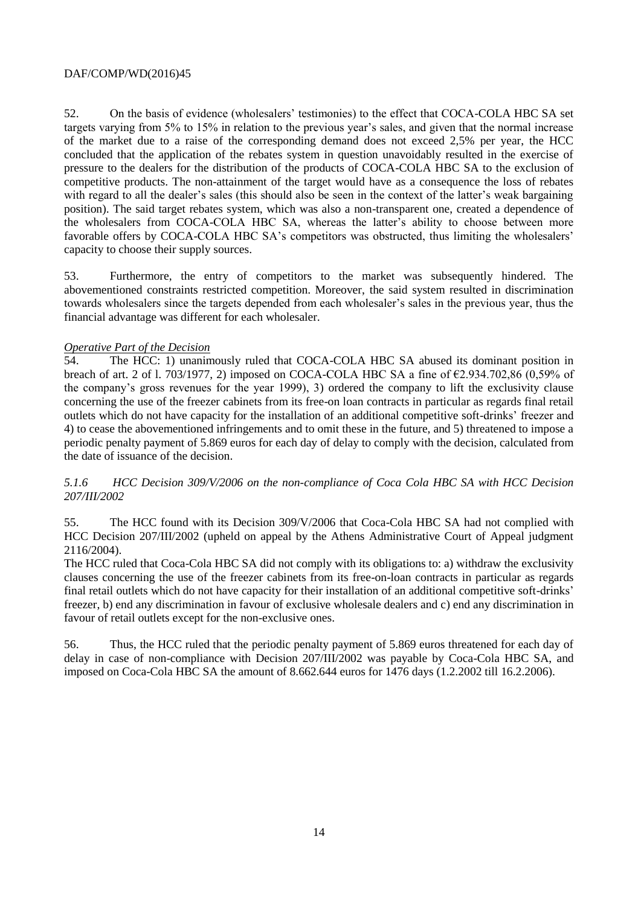52. On the basis of evidence (wholesalers' testimonies) to the effect that COCA-COLA HBC SA set targets varying from 5% to 15% in relation to the previous year's sales, and given that the normal increase of the market due to a raise of the corresponding demand does not exceed 2,5% per year, the HCC concluded that the application of the rebates system in question unavoidably resulted in the exercise of pressure to the dealers for the distribution of the products of COCA-COLA HBC SA to the exclusion of competitive products. The non-attainment of the target would have as a consequence the loss of rebates with regard to all the dealer's sales (this should also be seen in the context of the latter's weak bargaining position). The said target rebates system, which was also a non-transparent one, created a dependence of the wholesalers from COCA-COLA HBC SA, whereas the latter's ability to choose between more favorable offers by COCA-COLA HBC SA's competitors was obstructed, thus limiting the wholesalers' capacity to choose their supply sources.

53. Furthermore, the entry of competitors to the market was subsequently hindered. The abovementioned constraints restricted competition. Moreover, the said system resulted in discrimination towards wholesalers since the targets depended from each wholesaler's sales in the previous year, thus the financial advantage was different for each wholesaler.

*Operative Part of the Decision*

54. The HCC: 1) unanimously ruled that COCA-COLA HBC SA abused its dominant position in breach of art. 2 of l. 703/1977, 2) imposed on COCA-COLA HBC SA a fine of €2.934.702,86 (0,59% of the company's gross revenues for the year 1999), 3) ordered the company to lift the exclusivity clause concerning the use of the freezer cabinets from its free-on loan contracts in particular as regards final retail outlets which do not have capacity for the installation of an additional competitive soft-drinks' freezer and 4) to cease the abovementioned infringements and to omit these in the future, and 5) threatened to impose a periodic penalty payment of 5.869 euros for each day of delay to comply with the decision, calculated from the date of issuance of the decision.

### *5.1.6 HCC Decision 309/V/2006 on the non-compliance of Coca Cola HBC SA with HCC Decision 207/III/2002*

55. The HCC found with its Decision 309/V/2006 that Coca-Cola HBC SA had not complied with HCC Decision 207/III/2002 (upheld on appeal by the Athens Administrative Court of Appeal judgment 2116/2004).

The HCC ruled that Coca-Cola HBC SA did not comply with its obligations to: a) withdraw the exclusivity clauses concerning the use of the freezer cabinets from its free-on-loan contracts in particular as regards final retail outlets which do not have capacity for their installation of an additional competitive soft-drinks' freezer, b) end any discrimination in favour of exclusive wholesale dealers and c) end any discrimination in favour of retail outlets except for the non-exclusive ones.

56. Thus, the HCC ruled that the periodic penalty payment of 5.869 euros threatened for each day of delay in case of non-compliance with Decision 207/III/2002 was payable by Coca-Cola HBC SA, and imposed on Coca-Cola HBC SA the amount of 8.662.644 euros for 1476 days (1.2.2002 till 16.2.2006).